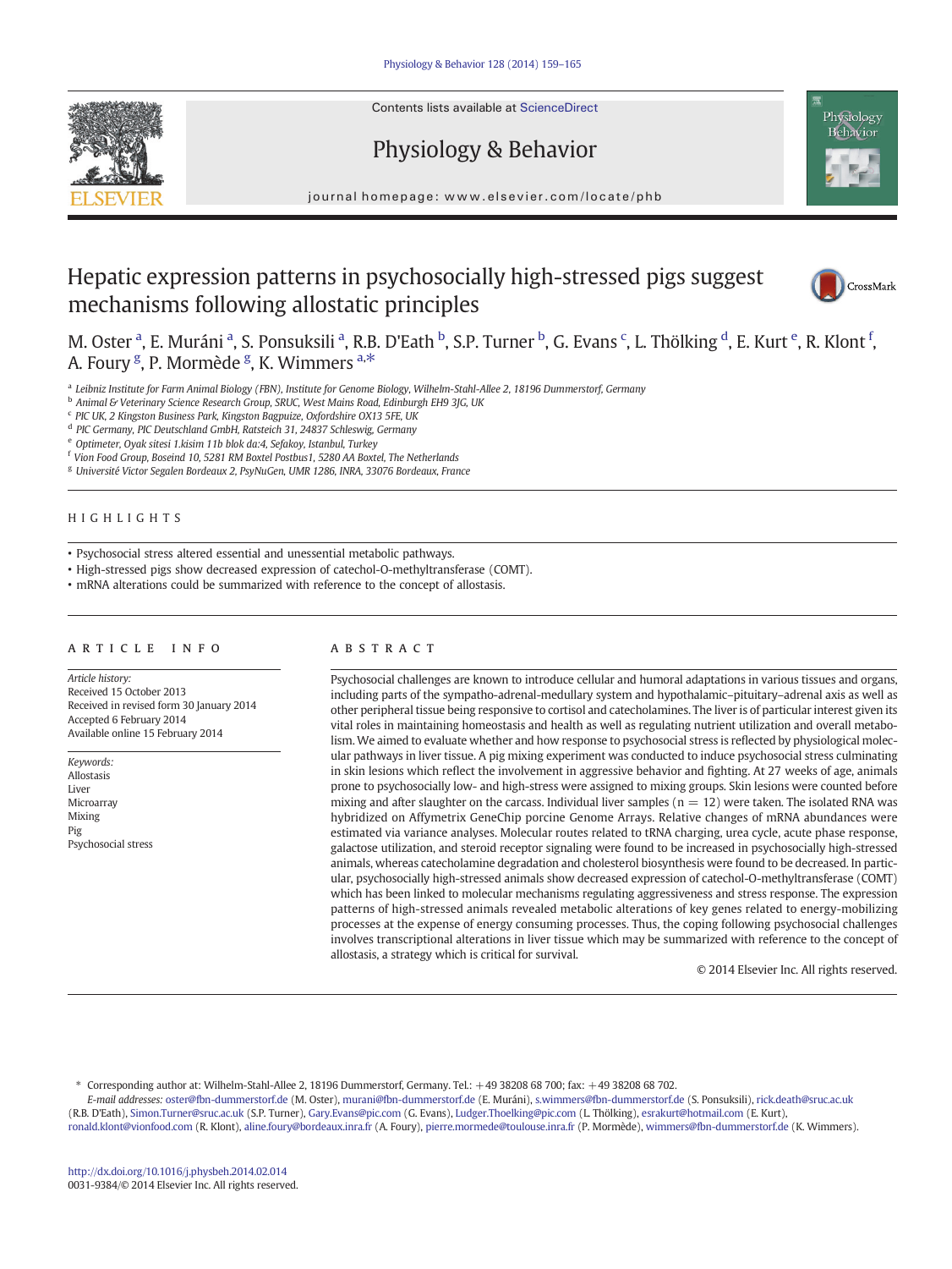# Hepatic expression patterns in psychosocially high-stressed pigs suggest mechanisms following allostatic principles

M. Oster [a], E. Muráni [a], S. Ponsuksili [a], R.B. D'Eath [b], S.P. Turner [b], G. Evans [c], L. Thölking [d], E. Kurt [e], R. Klont [f], A. Foury [g], P. Mormède [g], K. Wimmers [a,*]

[a] Leibniz Institute for Farm Animal Biology (FBN), Institute for Genome Biology, Wilhelm-Stahl-Allee 2, 18196 Dummerstorf, Germany
[b] Animal & Veterinary Science Research Group, SRUC, West Mains Road, Edinburgh EH9 3JG, UK
[c] PIC UK, 2 Kingston Business Park, Kingston Bagpuize, Oxfordshire OX13 5FE, UK
[d] PIC Germany, PIC Deutschland GmbH, Ratsteich 31, 24837 Schleswig, Germany
[e] Optimeter, Oyak sitesi 1.kisim 11b blok da:4, Sefakoy, Istanbul, Turkey
[f] Vion Food Group, Boseind 10, 5281 RM Boxtel Postbus1, 5280 AA Boxtel, The Netherlands
[g] Université Victor Segalen Bordeaux 2, PsyNuGen, UMR 1286, INRA, 33076 Bordeaux, France

## HIGHLIGHTS

- Psychosocial stress altered essential and unessential metabolic pathways.
- High-stressed pigs show decreased expression of catechol-O-methyltransferase (COMT).
- mRNA alterations could be summarized with reference to the concept of allostasis.

## ARTICLE INFO

*Article history:*
Received 15 October 2013
Received in revised form 30 January 2014
Accepted 6 February 2014
Available online 15 February 2014

*Keywords:*
Allostasis
Liver
Microarray
Mixing
Pig
Psychosocial stress

## ABSTRACT

Psychosocial challenges are known to introduce cellular and humoral adaptations in various tissues and organs, including parts of the sympatho-adrenal-medullary system and hypothalamic–pituitary–adrenal axis as well as other peripheral tissue being responsive to cortisol and catecholamines. The liver is of particular interest given its vital roles in maintaining homeostasis and health as well as regulating nutrient utilization and overall metabolism. We aimed to evaluate whether and how response to psychosocial stress is reflected by physiological molecular pathways in liver tissue. A pig mixing experiment was conducted to induce psychosocial stress culminating in skin lesions which reflect the involvement in aggressive behavior and fighting. At 27 weeks of age, animals prone to psychosocially low- and high-stress were assigned to mixing groups. Skin lesions were counted before mixing and after slaughter on the carcass. Individual liver samples ($n = 12$) were taken. The isolated RNA was hybridized on Affymetrix GeneChip porcine Genome Arrays. Relative changes of mRNA abundances were estimated via variance analyses. Molecular routes related to tRNA charging, urea cycle, acute phase response, galactose utilization, and steroid receptor signaling were found to be increased in psychosocially high-stressed animals, whereas catecholamine degradation and cholesterol biosynthesis were found to be decreased. In particular, psychosocially high-stressed animals show decreased expression of catechol-O-methyltransferase (COMT) which has been linked to molecular mechanisms regulating aggressiveness and stress response. The expression patterns of high-stressed animals revealed metabolic alterations of key genes related to energy-mobilizing processes at the expense of energy consuming processes. Thus, the coping following psychosocial challenges involves transcriptional alterations in liver tissue which may be summarized with reference to the concept of allostasis, a strategy which is critical for survival.

© 2014 Elsevier Inc. All rights reserved.

---

\* Corresponding author at: Wilhelm-Stahl-Allee 2, 18196 Dummerstorf, Germany. Tel.: +49 38208 68 700; fax: +49 38208 68 702.
*E-mail addresses:* oster@fbn-dummerstorf.de (M. Oster), murani@fbn-dummerstorf.de (E. Muráni), s.wimmers@fbn-dummerstorf.de (S. Ponsuksili), rick.death@sruc.ac.uk (R.B. D'Eath), Simon.Turner@sruc.ac.uk (S.P. Turner), Gary.Evans@pic.com (G. Evans), Ludger.Thoelking@pic.com (L. Thölking), esrakurt@hotmail.com (E. Kurt), ronald.klont@vionfood.com (R. Klont), aline.foury@bordeaux.inra.fr (A. Foury), pierre.mormede@toulouse.inra.fr (P. Mormède), wimmers@fbn-dummerstorf.de (K. Wimmers).

http://dx.doi.org/10.1016/j.physbeh.2014.02.014
0031-9384/© 2014 Elsevier Inc. All rights reserved.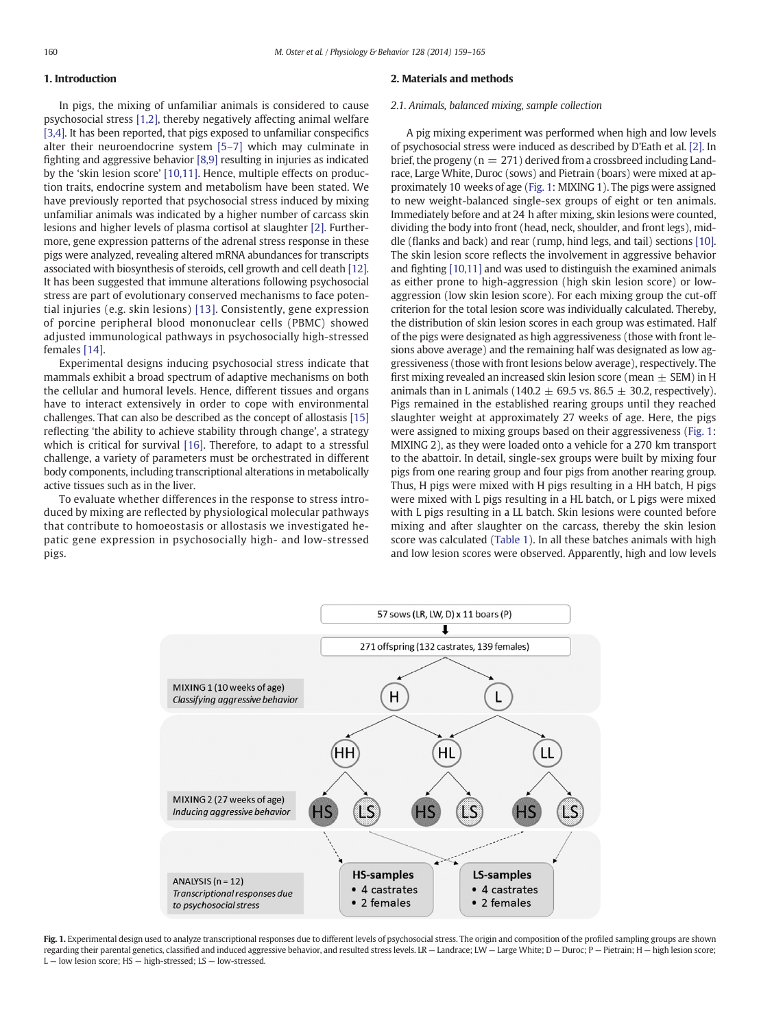## 1. Introduction

In pigs, the mixing of unfamiliar animals is considered to cause psychosocial stress [1,2], thereby negatively affecting animal welfare [3,4]. It has been reported, that pigs exposed to unfamiliar conspecifics alter their neuroendocrine system [5–7] which may culminate in fighting and aggressive behavior [8,9] resulting in injuries as indicated by the 'skin lesion score' [10,11]. Hence, multiple effects on production traits, endocrine system and metabolism have been stated. We have previously reported that psychosocial stress induced by mixing unfamiliar animals was indicated by a higher number of carcass skin lesions and higher levels of plasma cortisol at slaughter [2]. Furthermore, gene expression patterns of the adrenal stress response in these pigs were analyzed, revealing altered mRNA abundances for transcripts associated with biosynthesis of steroids, cell growth and cell death [12]. It has been suggested that immune alterations following psychosocial stress are part of evolutionary conserved mechanisms to face potential injuries (e.g. skin lesions) [13]. Consistently, gene expression of porcine peripheral blood mononuclear cells (PBMC) showed adjusted immunological pathways in psychosocially high-stressed females [14].

Experimental designs inducing psychosocial stress indicate that mammals exhibit a broad spectrum of adaptive mechanisms on both the cellular and humoral levels. Hence, different tissues and organs have to interact extensively in order to cope with environmental challenges. That can also be described as the concept of allostasis [15] reflecting 'the ability to achieve stability through change', a strategy which is critical for survival [16]. Therefore, to adapt to a stressful challenge, a variety of parameters must be orchestrated in different body components, including transcriptional alterations in metabolically active tissues such as in the liver.

To evaluate whether differences in the response to stress introduced by mixing are reflected by physiological molecular pathways that contribute to homoeostasis or allostasis we investigated hepatic gene expression in psychosocially high- and low-stressed pigs.

## 2. Materials and methods

### 2.1. Animals, balanced mixing, sample collection

A pig mixing experiment was performed when high and low levels of psychosocial stress were induced as described by D'Eath et al. [2]. In brief, the progeny ($n = 271$) derived from a crossbreed including Landrace, Large White, Duroc (sows) and Pietrain (boars) were mixed at approximately 10 weeks of age (Fig. 1: MIXING 1). The pigs were assigned to new weight-balanced single-sex groups of eight or ten animals. Immediately before and at 24 h after mixing, skin lesions were counted, dividing the body into front (head, neck, shoulder, and front legs), middle (flanks and back) and rear (rump, hind legs, and tail) sections [10]. The skin lesion score reflects the involvement in aggressive behavior and fighting [10,11] and was used to distinguish the examined animals as either prone to high-aggression (high skin lesion score) or low-aggression (low skin lesion score). For each mixing group the cut-off criterion for the total lesion score was individually calculated. Thereby, the distribution of skin lesion scores in each group was estimated. Half of the pigs were designated as high aggressiveness (those with front lesions above average) and the remaining half was designated as low aggressiveness (those with front lesions below average), respectively. The first mixing revealed an increased skin lesion score (mean ± SEM) in H animals than in L animals ($140.2 \pm 69.5$ vs. $86.5 \pm 30.2$, respectively). Pigs remained in the established rearing groups until they reached slaughter weight at approximately 27 weeks of age. Here, the pigs were assigned to mixing groups based on their aggressiveness (Fig. 1: MIXING 2), as they were loaded onto a vehicle for a 270 km transport to the abattoir. In detail, single-sex groups were built by mixing four pigs from one rearing group and four pigs from another rearing group. Thus, H pigs were mixed with H pigs resulting in a HH batch, H pigs were mixed with L pigs resulting in a HL batch, or L pigs were mixed with L pigs resulting in a LL batch. Skin lesions were counted before mixing and after slaughter on the carcass, thereby the skin lesion score was calculated (Table 1). In all these batches animals with high and low lesion scores were observed. Apparently, high and low levels

57 sows (LR, LW, D) x 11 boars (P)

271 offspring (132 castrates, 139 females)

MIXING 1 (10 weeks of age)
*Classifying aggressive behavior*

MIXING 2 (27 weeks of age)
*Inducing aggressive behavior*

ANALYSIS (n = 12)
*Transcriptional responses due to psychosocial stress*

HS-samples
- 4 castrates
- 2 females

LS-samples
- 4 castrates
- 2 females

**Fig. 1.** Experimental design used to analyze transcriptional responses due to different levels of psychosocial stress. The origin and composition of the profiled sampling groups are shown regarding their parental genetics, classified and induced aggressive behavior, and resulted stress levels. LR — Landrace; LW — Large White; D — Duroc; P — Pietrain; H — high lesion score; L — low lesion score; HS — high-stressed; LS — low-stressed.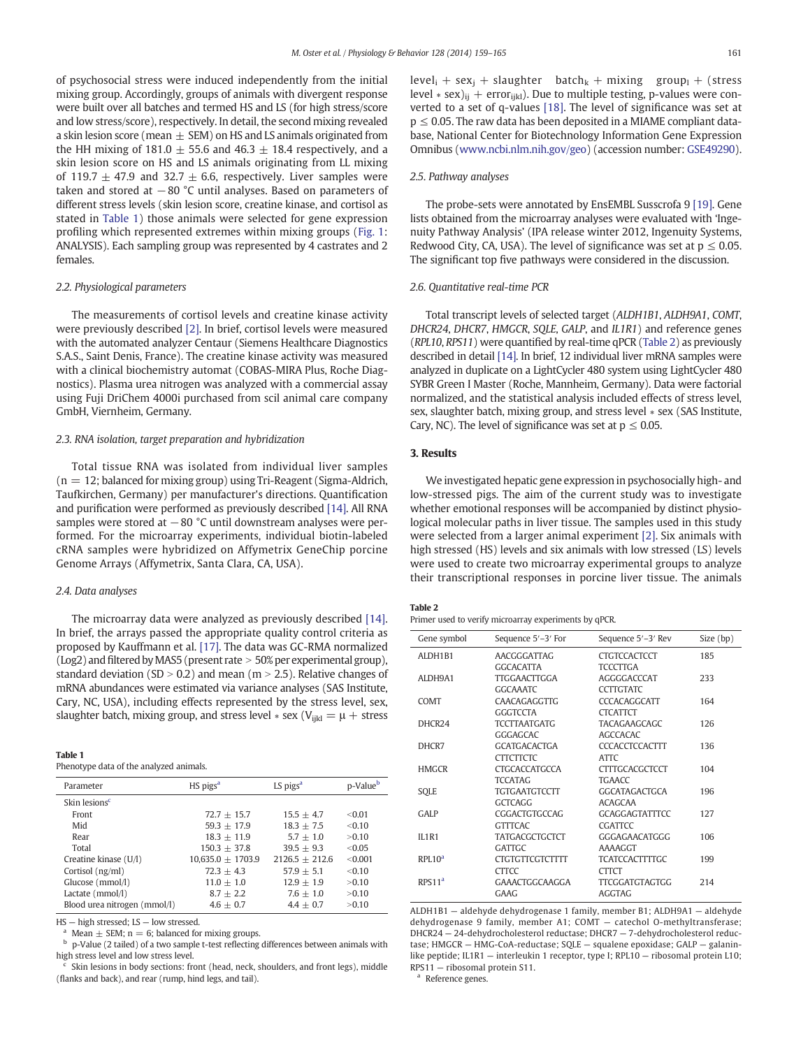of psychosocial stress were induced independently from the initial mixing group. Accordingly, groups of animals with divergent response were built over all batches and termed HS and LS (for high stress/score and low stress/score), respectively. In detail, the second mixing revealed a skin lesion score (mean ± SEM) on HS and LS animals originated from the HH mixing of 181.0 ± 55.6 and 46.3 ± 18.4 respectively, and a skin lesion score on HS and LS animals originating from LL mixing of 119.7 ± 47.9 and 32.7 ± 6.6, respectively. Liver samples were taken and stored at −80 °C until analyses. Based on parameters of different stress levels (skin lesion score, creatine kinase, and cortisol as stated in Table 1) those animals were selected for gene expression profiling which represented extremes within mixing groups (Fig. 1: ANALYSIS). Each sampling group was represented by 4 castrates and 2 females.

### 2.2. Physiological parameters

The measurements of cortisol levels and creatine kinase activity were previously described [2]. In brief, cortisol levels were measured with the automated analyzer Centaur (Siemens Healthcare Diagnostics S.A.S., Saint Denis, France). The creatine kinase activity was measured with a clinical biochemistry automat (COBAS-MIRA Plus, Roche Diagnostics). Plasma urea nitrogen was analyzed with a commercial assay using Fuji DriChem 4000i purchased from scil animal care company GmbH, Viernheim, Germany.

### 2.3. RNA isolation, target preparation and hybridization

Total tissue RNA was isolated from individual liver samples (n = 12; balanced for mixing group) using Tri-Reagent (Sigma-Aldrich, Taufkirchen, Germany) per manufacturer's directions. Quantification and purification were performed as previously described [14]. All RNA samples were stored at −80 °C until downstream analyses were performed. For the microarray experiments, individual biotin-labeled cRNA samples were hybridized on Affymetrix GeneChip porcine Genome Arrays (Affymetrix, Santa Clara, CA, USA).

### 2.4. Data analyses

The microarray data were analyzed as previously described [14]. In brief, the arrays passed the appropriate quality control criteria as proposed by Kauffmann et al. [17]. The data was GC-RMA normalized (Log2) and filtered by MAS5 (present rate > 50% per experimental group), standard deviation (SD > 0.2) and mean (m > 2.5). Relative changes of mRNA abundances were estimated via variance analyses (SAS Institute, Cary, NC, USA), including effects represented by the stress level, sex, slaughter batch, mixing group, and stress level ∗ sex ($V_{ijkl} = \mu + \text{stress level}_i + \text{sex}_j + \text{slaughter batch}_k + \text{mixing group}_l + (\text{stress level} * \text{sex})_{ij} + \text{error}_{ijkl}$). Due to multiple testing, p-values were converted to a set of q-values [18]. The level of significance was set at $p \leq 0.05$. The raw data has been deposited in a MIAME compliant database, National Center for Biotechnology Information Gene Expression Omnibus (www.ncbi.nlm.nih.gov/geo) (accession number: GSE49290).

**Table 1**
Phenotype data of the analyzed animals.

| Parameter | HS pigs[a] | LS pigs[a] | p-Value[b] |
|---|---|---|---|
| Skin lesions[c] | | | |
| Front | 72.7 ± 15.7 | 15.5 ± 4.7 | <0.01 |
| Mid | 59.3 ± 17.9 | 18.3 ± 7.5 | <0.10 |
| Rear | 18.3 ± 11.9 | 5.7 ± 1.0 | >0.10 |
| Total | 150.3 ± 37.8 | 39.5 ± 9.3 | <0.05 |
| Creatine kinase (U/l) | 10,635.0 ± 1703.9 | 2126.5 ± 212.6 | <0.001 |
| Cortisol (ng/ml) | 72.3 ± 4.3 | 57.9 ± 5.1 | <0.10 |
| Glucose (mmol/l) | 11.0 ± 1.0 | 12.9 ± 1.9 | >0.10 |
| Lactate (mmol/l) | 8.7 ± 2.2 | 7.6 ± 1.0 | >0.10 |
| Blood urea nitrogen (mmol/l) | 4.6 ± 0.7 | 4.4 ± 0.7 | >0.10 |

HS — high stressed; LS — low stressed.
[a] Mean ± SEM; n = 6; balanced for mixing groups.
[b] p-Value (2 tailed) of a two sample t-test reflecting differences between animals with high stress level and low stress level.
[c] Skin lesions in body sections: front (head, neck, shoulders, and front legs), middle (flanks and back), and rear (rump, hind legs, and tail).

### 2.5. Pathway analyses

The probe-sets were annotated by EnsEMBL Susscrofa 9 [19]. Gene lists obtained from the microarray analyses were evaluated with 'Ingenuity Pathway Analysis' (IPA release winter 2012, Ingenuity Systems, Redwood City, CA, USA). The level of significance was set at $p \leq 0.05$. The significant top five pathways were considered in the discussion.

### 2.6. Quantitative real-time PCR

Total transcript levels of selected target (*ALDH1B1*, *ALDH9A1*, *COMT*, *DHCR24*, *DHCR7*, *HMGCR*, *SQLE*, *GALP*, and *IL1R1*) and reference genes (*RPL10*, *RPS11*) were quantified by real-time qPCR (Table 2) as previously described in detail [14]. In brief, 12 individual liver mRNA samples were analyzed in duplicate on a LightCycler 480 system using LightCycler 480 SYBR Green I Master (Roche, Mannheim, Germany). Data were factorial normalized, and the statistical analysis included effects of stress level, sex, slaughter batch, mixing group, and stress level ∗ sex (SAS Institute, Cary, NC). The level of significance was set at $p \leq 0.05$.

## 3. Results

We investigated hepatic gene expression in psychosocially high- and low-stressed pigs. The aim of the current study was to investigate whether emotional responses will be accompanied by distinct physiological molecular paths in liver tissue. The samples used in this study were selected from a larger animal experiment [2]. Six animals with high stressed (HS) levels and six animals with low stressed (LS) levels were used to create two microarray experimental groups to analyze their transcriptional responses in porcine liver tissue. The animals

**Table 2**
Primer used to verify microarray experiments by qPCR.

| Gene symbol | Sequence 5′–3′ For | Sequence 5′–3′ Rev | Size (bp) |
|---|---|---|---|
| ALDH1B1 | AACGGGATTAGGGCACATTA | CTGTCCACTCCTTCCCTTGA | 185 |
| ALDH9A1 | TTGGAACTTGGAGGCAAATC | AGGGGACCCATCCTTGTATC | 233 |
| COMT | CAACAGAGGTTGGGGTCCTA | CCCACAGGCATTCTCATTCT | 164 |
| DHCR24 | TCCTTAATGATGGGGAGCAC | TACAGAAGCAGCAGCCACAC | 126 |
| DHCR7 | GCATGACACTGACTTCTTCTC | CCCACCTCCACTTTATTC | 136 |
| HMGCR | CTGCACCATGCCATCCATAG | CTTTGCACGCTCCTTGAACC | 104 |
| SQLE | TGTGAATGTCCTTGCTCAGG | GGCATAGACTGCAACAGCAA | 196 |
| GALP | CGGACTGTGCCAGGTTTCAC | GCAGGAGTATTTCCCGATTCC | 127 |
| IL1R1 | TATGACGCTGCTCTGATTGC | GGGAGAACATGGGAAAAGGT | 106 |
| RPL10[a] | CTGTGTTCGTCTTTTCTTCC | TCATCCACTTTTGCCTTCT | 199 |
| RPS11[a] | GAAACTGGCAAGGAGAAG | TTCGGATGTAGTGGAGGTAG | 214 |

ALDH1B1 — aldehyde dehydrogenase 1 family, member B1; ALDH9A1 — aldehyde dehydrogenase 9 family, member A1; COMT — catechol O-methyltransferase; DHCR24 — 24-dehydrocholesterol reductase; DHCR7 — 7-dehydrocholesterol reductase; HMGCR — HMG-CoA-reductase; SQLE — squalene epoxidase; GALP — galanin-like peptide; IL1R1 — interleukin 1 receptor, type I; RPL10 — ribosomal protein L10; RPS11 — ribosomal protein S11.
[a] Reference genes.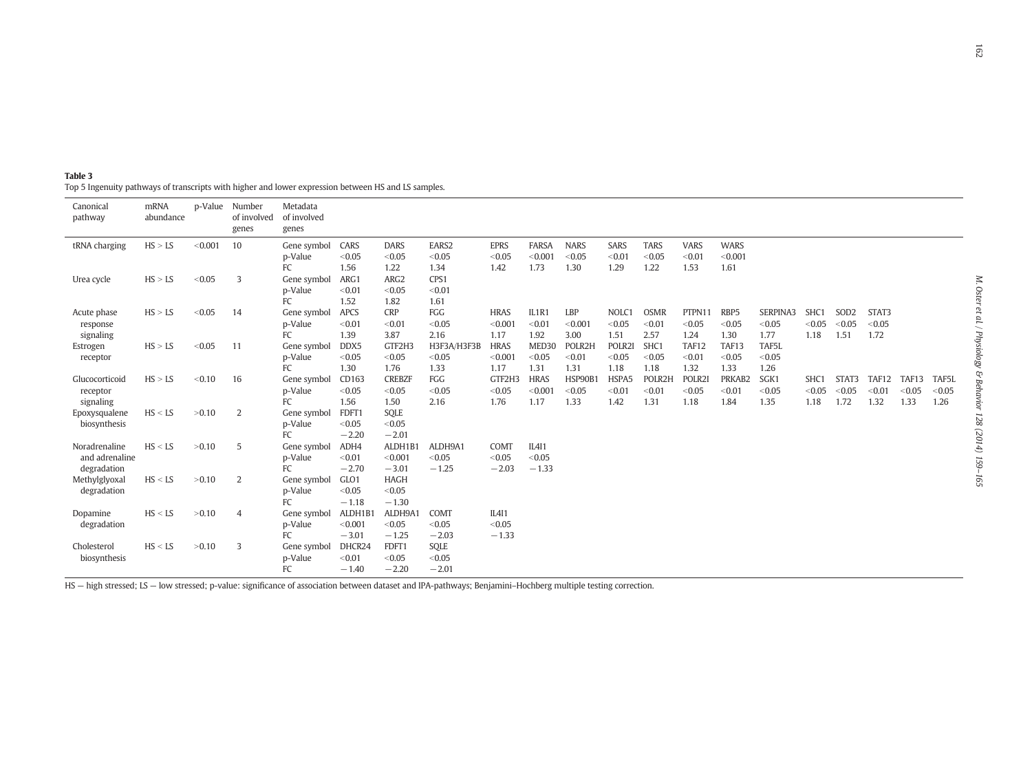**Table 3**
Top 5 Ingenuity pathways of transcripts with higher and lower expression between HS and LS samples.

| Canonical pathway | mRNA abundance | p-Value | Number of involved genes | Metadata of involved genes | | | | | | | | | | | | | | | | |
|---|---|---|---|---|---|---|---|---|---|---|---|---|---|---|---|---|---|---|---|---|
| tRNA charging | HS > LS | <0.001 | 10 | Gene symbol | CARS | DARS | EARS2 | EPRS | FARSA | NARS | SARS | TARS | VARS | WARS | | | | | | |
| | | | | p-Value | <0.05 | <0.05 | <0.05 | <0.05 | <0.001 | <0.05 | <0.01 | <0.05 | <0.01 | <0.001 | | | | | | |
| | | | | FC | 1.56 | 1.22 | 1.34 | 1.42 | 1.73 | 1.30 | 1.29 | 1.22 | 1.53 | 1.61 | | | | | | |
| Urea cycle | HS > LS | <0.05 | 3 | Gene symbol | ARG1 | ARG2 | CPS1 | | | | | | | | | | | | | |
| | | | | p-Value | <0.01 | <0.05 | <0.01 | | | | | | | | | | | | | |
| | | | | FC | 1.52 | 1.82 | 1.61 | | | | | | | | | | | | | |
| Acute phase response signaling | HS > LS | <0.05 | 14 | Gene symbol | APCS | CRP | FGG | HRAS | IL1R1 | LBP | NOLC1 | OSMR | PTPN11 | RBP5 | SERPINA3 | SHC1 | SOD2 | STAT3 | | |
| | | | | p-Value | <0.01 | <0.01 | <0.05 | <0.001 | <0.01 | <0.001 | <0.05 | <0.01 | <0.05 | <0.05 | <0.05 | <0.05 | <0.05 | <0.05 | | |
| | | | | FC | 1.39 | 3.87 | 2.16 | 1.17 | 1.92 | 3.00 | 1.51 | 2.57 | 1.24 | 1.30 | 1.77 | 1.18 | 1.51 | 1.72 | | |
| Estrogen receptor | HS > LS | <0.05 | 11 | Gene symbol | DDX5 | GTF2H3 | H3F3A/H3F3B | HRAS | MED30 | POLR2H | POLR2I | SHC1 | TAF12 | TAF13 | TAF5L | | | | | |
| | | | | p-Value | <0.05 | <0.05 | <0.05 | <0.001 | <0.05 | <0.01 | <0.05 | <0.05 | <0.01 | <0.05 | <0.05 | | | | | |
| | | | | FC | 1.30 | 1.76 | 1.33 | 1.17 | 1.31 | 1.31 | 1.18 | 1.18 | 1.32 | 1.33 | 1.26 | | | | | |
| Glucocorticoid receptor signaling | HS > LS | <0.10 | 16 | Gene symbol | CD163 | CREBZF | FGG | GTF2H3 | HRAS | HSP90B1 | HSPA5 | POLR2H | POLR2I | PRKAB2 | SGK1 | SHC1 | STAT3 | TAF12 | TAF13 | TAF5L |
| | | | | p-Value | <0.05 | <0.05 | <0.05 | <0.05 | <0.001 | <0.05 | <0.01 | <0.01 | <0.05 | <0.01 | <0.05 | <0.05 | <0.05 | <0.01 | <0.05 | <0.05 |
| | | | | FC | 1.56 | 1.50 | 2.16 | 1.76 | 1.17 | 1.33 | 1.42 | 1.31 | 1.18 | 1.84 | 1.35 | 1.18 | 1.72 | 1.32 | 1.33 | 1.26 |
| Epoxysqualene biosynthesis | HS < LS | >0.10 | 2 | Gene symbol | FDFT1 | SQLE | | | | | | | | | | | | | | |
| | | | | p-Value | <0.05 | <0.05 | | | | | | | | | | | | | | |
| | | | | FC | −2.20 | −2.01 | | | | | | | | | | | | | | |
| Noradrenaline and adrenaline degradation | HS < LS | >0.10 | 5 | Gene symbol | ADH4 | ALDH1B1 | ALDH9A1 | COMT | IL4I1 | | | | | | | | | | | |
| | | | | p-Value | <0.01 | <0.001 | <0.05 | <0.05 | <0.05 | | | | | | | | | | | |
| | | | | FC | −2.70 | −3.01 | −1.25 | −2.03 | −1.33 | | | | | | | | | | | |
| Methylglyoxal degradation | HS < LS | >0.10 | 2 | Gene symbol | GLO1 | HAGH | | | | | | | | | | | | | | |
| | | | | p-Value | <0.05 | <0.05 | | | | | | | | | | | | | | |
| | | | | FC | −1.18 | −1.30 | | | | | | | | | | | | | | |
| Dopamine degradation | HS < LS | >0.10 | 4 | Gene symbol | ALDH1B1 | ALDH9A1 | COMT | IL4I1 | | | | | | | | | | | | |
| | | | | p-Value | <0.001 | <0.05 | <0.05 | <0.05 | | | | | | | | | | | | |
| | | | | FC | −3.01 | −1.25 | −2.03 | −1.33 | | | | | | | | | | | | |
| Cholesterol biosynthesis | HS < LS | >0.10 | 3 | Gene symbol | DHCR24 | FDFT1 | SQLE | | | | | | | | | | | | | |
| | | | | p-Value | <0.01 | <0.05 | <0.05 | | | | | | | | | | | | | |
| | | | | FC | −1.40 | −2.20 | −2.01 | | | | | | | | | | | | | |

HS — high stressed; LS — low stressed; p-value: significance of association between dataset and IPA-pathways; Benjamini–Hochberg multiple testing correction.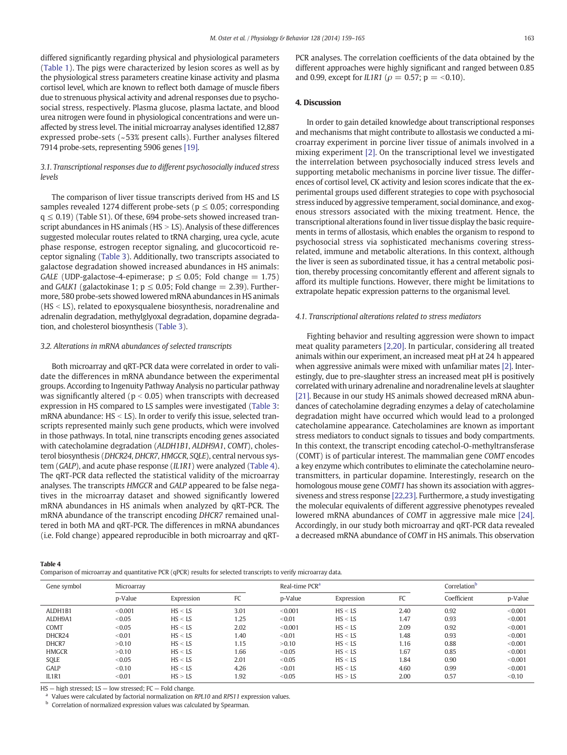differed significantly regarding physical and physiological parameters (Table 1). The pigs were characterized by lesion scores as well as by the physiological stress parameters creatine kinase activity and plasma cortisol level, which are known to reflect both damage of muscle fibers due to strenuous physical activity and adrenal responses due to psychosocial stress, respectively. Plasma glucose, plasma lactate, and blood urea nitrogen were found in physiological concentrations and were unaffected by stress level. The initial microarray analyses identified 12,887 expressed probe-sets (~53% present calls). Further analyses filtered 7914 probe-sets, representing 5906 genes [19].

### 3.1. Transcriptional responses due to different psychosocially induced stress levels

The comparison of liver tissue transcripts derived from HS and LS samples revealed 1274 different probe-sets ($p \leq 0.05$; corresponding $q \leq 0.19$) (Table S1). Of these, 694 probe-sets showed increased transcript abundances in HS animals (HS > LS). Analysis of these differences suggested molecular routes related to tRNA charging, urea cycle, acute phase response, estrogen receptor signaling, and glucocorticoid receptor signaling (Table 3). Additionally, two transcripts associated to galactose degradation showed increased abundances in HS animals: *GALE* (UDP-galactose-4-epimerase; $p \leq 0.05$; Fold change = 1.75) and *GALK1* (galactokinase 1; $p \leq 0.05$; Fold change = 2.39). Furthermore, 580 probe-sets showed lowered mRNA abundances in HS animals (HS < LS), related to epoxysqualene biosynthesis, noradrenaline and adrenalin degradation, methylglyoxal degradation, dopamine degradation, and cholesterol biosynthesis (Table 3).

### 3.2. Alterations in mRNA abundances of selected transcripts

Both microarray and qRT-PCR data were correlated in order to validate the differences in mRNA abundance between the experimental groups. According to Ingenuity Pathway Analysis no particular pathway was significantly altered ($p < 0.05$) when transcripts with decreased expression in HS compared to LS samples were investigated (Table 3: mRNA abundance: HS < LS). In order to verify this issue, selected transcripts represented mainly such gene products, which were involved in those pathways. In total, nine transcripts encoding genes associated with catecholamine degradation (*ALDH1B1*, *ALDH9A1*, *COMT*), cholesterol biosynthesis (*DHCR24*, *DHCR7*, *HMGCR*, *SQLE*), central nervous system (*GALP*), and acute phase response (*IL1R1*) were analyzed (Table 4). The qRT-PCR data reflected the statistical validity of the microarray analyses. The transcripts *HMGCR* and *GALP* appeared to be false negatives in the microarray dataset and showed significantly lowered mRNA abundances in HS animals when analyzed by qRT-PCR. The mRNA abundance of the transcript encoding *DHCR7* remained unaltered in both MA and qRT-PCR. The differences in mRNA abundances (i.e. Fold change) appeared reproducible in both microarray and qRT-PCR analyses. The correlation coefficients of the data obtained by the different approaches were highly significant and ranged between 0.85 and 0.99, except for *IL1R1* ($\rho = 0.57$; p = <0.10).

## 4. Discussion

In order to gain detailed knowledge about transcriptional responses and mechanisms that might contribute to allostasis we conducted a microarray experiment in porcine liver tissue of animals involved in a mixing experiment [2]. On the transcriptional level we investigated the interrelation between psychosocially induced stress levels and supporting metabolic mechanisms in porcine liver tissue. The differences of cortisol level, CK activity and lesion scores indicate that the experimental groups used different strategies to cope with psychosocial stress induced by aggressive temperament, social dominance, and exogenous stressors associated with the mixing treatment. Hence, the transcriptional alterations found in liver tissue display the basic requirements in terms of allostasis, which enables the organism to respond to psychosocial stress via sophisticated mechanisms covering stress-related, immune and metabolic alterations. In this context, although the liver is seen as subordinated tissue, it has a central metabolic position, thereby processing concomitantly efferent and afferent signals to afford its multiple functions. However, there might be limitations to extrapolate hepatic expression patterns to the organismal level.

### 4.1. Transcriptional alterations related to stress mediators

Fighting behavior and resulting aggression were shown to impact meat quality parameters [2,20]. In particular, considering all treated animals within our experiment, an increased meat pH at 24 h appeared when aggressive animals were mixed with unfamiliar mates [2]. Interestingly, due to pre-slaughter stress an increased meat pH is positively correlated with urinary adrenaline and noradrenaline levels at slaughter [21]. Because in our study HS animals showed decreased mRNA abundances of catecholamine degrading enzymes a delay of catecholamine degradation might have occurred which would lead to a prolonged catecholamine appearance. Catecholamines are known as important stress mediators to conduct signals to tissues and body compartments. In this context, the transcript encoding catechol-O-methyltransferase (COMT) is of particular interest. The mammalian gene *COMT* encodes a key enzyme which contributes to eliminate the catecholamine neurotransmitters, in particular dopamine. Interestingly, research on the homologous mouse gene *COMT1* has shown its association with aggressiveness and stress response [22,23]. Furthermore, a study investigating the molecular equivalents of different aggressive phenotypes revealed lowered mRNA abundances of *COMT* in aggressive male mice [24]. Accordingly, in our study both microarray and qRT-PCR data revealed a decreased mRNA abundance of *COMT* in HS animals. This observation

**Table 4**
Comparison of microarray and quantitative PCR (qPCR) results for selected transcripts to verify microarray data.

| Gene symbol | Microarray | | | Real-time PCR[a] | | | Correlation[b] | |
|---|---|---|---|---|---|---|---|---|
| | p-Value | Expression | FC | p-Value | Expression | FC | Coefficient | p-Value |
| ALDH1B1 | <0.001 | HS < LS | 3.01 | <0.001 | HS < LS | 2.40 | 0.92 | <0.001 |
| ALDH9A1 | <0.05 | HS < LS | 1.25 | <0.01 | HS < LS | 1.47 | 0.93 | <0.001 |
| COMT | <0.05 | HS < LS | 2.02 | <0.001 | HS < LS | 2.09 | 0.92 | <0.001 |
| DHCR24 | <0.01 | HS < LS | 1.40 | <0.01 | HS < LS | 1.48 | 0.93 | <0.001 |
| DHCR7 | >0.10 | HS < LS | 1.15 | >0.10 | HS < LS | 1.16 | 0.88 | <0.001 |
| HMGCR | >0.10 | HS < LS | 1.66 | <0.05 | HS < LS | 1.67 | 0.85 | <0.001 |
| SQLE | <0.05 | HS < LS | 2.01 | <0.05 | HS < LS | 1.84 | 0.90 | <0.001 |
| GALP | <0.10 | HS < LS | 4.26 | <0.01 | HS < LS | 4.60 | 0.99 | <0.001 |
| IL1R1 | <0.01 | HS > LS | 1.92 | <0.05 | HS > LS | 2.00 | 0.57 | <0.10 |

HS — high stressed; LS — low stressed; FC — Fold change.
[a] Values were calculated by factorial normalization on *RPL10* and *RPS11* expression values.
[b] Correlation of normalized expression values was calculated by Spearman.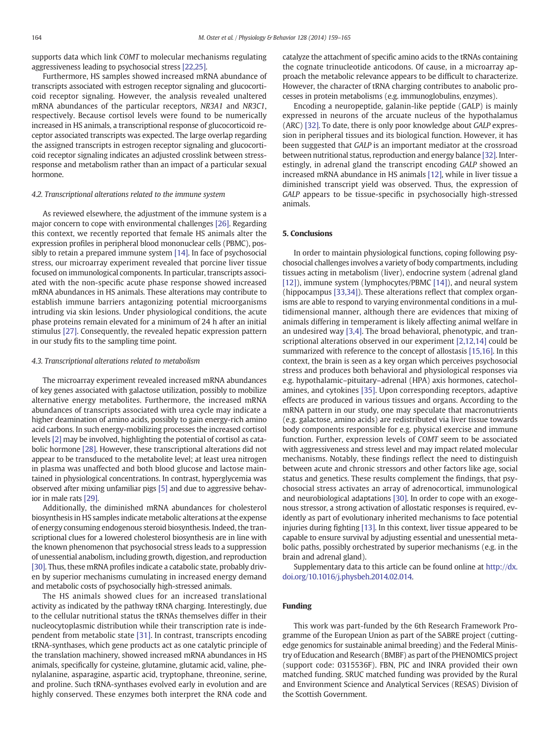supports data which link *COMT* to molecular mechanisms regulating aggressiveness leading to psychosocial stress [22,25].

Furthermore, HS samples showed increased mRNA abundance of transcripts associated with estrogen receptor signaling and glucocorticoid receptor signaling. However, the analysis revealed unaltered mRNA abundances of the particular receptors, *NR3A1* and *NR3C1*, respectively. Because cortisol levels were found to be numerically increased in HS animals, a transcriptional response of glucocorticoid receptor associated transcripts was expected. The large overlap regarding the assigned transcripts in estrogen receptor signaling and glucocorticoid receptor signaling indicates an adjusted crosslink between stress-response and metabolism rather than an impact of a particular sexual hormone.

### 4.2. Transcriptional alterations related to the immune system

As reviewed elsewhere, the adjustment of the immune system is a major concern to cope with environmental challenges [26]. Regarding this context, we recently reported that female HS animals alter the expression profiles in peripheral blood mononuclear cells (PBMC), possibly to retain a prepared immune system [14]. In face of psychosocial stress, our microarray experiment revealed that porcine liver tissue focused on immunological components. In particular, transcripts associated with the non-specific acute phase response showed increased mRNA abundances in HS animals. These alterations may contribute to establish immune barriers antagonizing potential microorganisms intruding via skin lesions. Under physiological conditions, the acute phase proteins remain elevated for a minimum of 24 h after an initial stimulus [27]. Consequently, the revealed hepatic expression pattern in our study fits to the sampling time point.

### 4.3. Transcriptional alterations related to metabolism

The microarray experiment revealed increased mRNA abundances of key genes associated with galactose utilization, possibly to mobilize alternative energy metabolites. Furthermore, the increased mRNA abundances of transcripts associated with urea cycle may indicate a higher deamination of amino acids, possibly to gain energy-rich amino acid carbons. In such energy-mobilizing processes the increased cortisol levels [2] may be involved, highlighting the potential of cortisol as catabolic hormone [28]. However, these transcriptional alterations did not appear to be transduced to the metabolite level; at least urea nitrogen in plasma was unaffected and both blood glucose and lactose maintained in physiological concentrations. In contrast, hyperglycemia was observed after mixing unfamiliar pigs [5] and due to aggressive behavior in male rats [29].

Additionally, the diminished mRNA abundances for cholesterol biosynthesis in HS samples indicate metabolic alterations at the expense of energy consuming endogenous steroid biosynthesis. Indeed, the transcriptional clues for a lowered cholesterol biosynthesis are in line with the known phenomenon that psychosocial stress leads to a suppression of unessential anabolism, including growth, digestion, and reproduction [30]. Thus, these mRNA profiles indicate a catabolic state, probably driven by superior mechanisms cumulating in increased energy demand and metabolic costs of psychosocially high-stressed animals.

The HS animals showed clues for an increased translational activity as indicated by the pathway tRNA charging. Interestingly, due to the cellular nutritional status the tRNAs themselves differ in their nucleocytoplasmic distribution while their transcription rate is independent from metabolic state [31]. In contrast, transcripts encoding tRNA-synthases, which gene products act as one catalytic principle of the translation machinery, showed increased mRNA abundances in HS animals, specifically for cysteine, glutamine, glutamic acid, valine, phenylalanine, asparagine, aspartic acid, tryptophane, threonine, serine, and proline. Such tRNA-synthases evolved early in evolution and are highly conserved. These enzymes both interpret the RNA code and catalyze the attachment of specific amino acids to the tRNAs containing the cognate trinucleotide anticodons. Of cause, in a microarray approach the metabolic relevance appears to be difficult to characterize. However, the character of tRNA charging contributes to anabolic processes in protein metabolisms (e.g. immunoglobulins, enzymes).

Encoding a neuropeptide, galanin-like peptide (GALP) is mainly expressed in neurons of the arcuate nucleus of the hypothalamus (ARC) [32]. To date, there is only poor knowledge about *GALP* expression in peripheral tissues and its biological function. However, it has been suggested that *GALP* is an important mediator at the crossroad between nutritional status, reproduction and energy balance [32]. Interestingly, in adrenal gland the transcript encoding *GALP* showed an increased mRNA abundance in HS animals [12], while in liver tissue a diminished transcript yield was observed. Thus, the expression of *GALP* appears to be tissue-specific in psychosocially high-stressed animals.

## 5. Conclusions

In order to maintain physiological functions, coping following psychosocial challenges involves a variety of body compartments, including tissues acting in metabolism (liver), endocrine system (adrenal gland [12]), immune system (lymphocytes/PBMC [14]), and neural system (hippocampus [33,34]). These alterations reflect that complex organisms are able to respond to varying environmental conditions in a multidimensional manner, although there are evidences that mixing of animals differing in temperament is likely affecting animal welfare in an undesired way [3,4]. The broad behavioral, phenotypic, and transcriptional alterations observed in our experiment [2,12,14] could be summarized with reference to the concept of allostasis [15,16]. In this context, the brain is seen as a key organ which perceives psychosocial stress and produces both behavioral and physiological responses via e.g. hypothalamic–pituitary–adrenal (HPA) axis hormones, catecholamines, and cytokines [35]. Upon corresponding receptors, adaptive effects are produced in various tissues and organs. According to the mRNA pattern in our study, one may speculate that macronutrients (e.g. galactose, amino acids) are redistributed via liver tissue towards body components responsible for e.g. physical exercise and immune function. Further, expression levels of *COMT* seem to be associated with aggressiveness and stress level and may impact related molecular mechanisms. Notably, these findings reflect the need to distinguish between acute and chronic stressors and other factors like age, social status and genetics. These results complement the findings, that psychosocial stress activates an array of adrenocortical, immunological and neurobiological adaptations [30]. In order to cope with an exogenous stressor, a strong activation of allostatic responses is required, evidently as part of evolutionary inherited mechanisms to face potential injuries during fighting [13]. In this context, liver tissue appeared to be capable to ensure survival by adjusting essential and unessential metabolic paths, possibly orchestrated by superior mechanisms (e.g. in the brain and adrenal gland).

Supplementary data to this article can be found online at http://dx.doi.org/10.1016/j.physbeh.2014.02.014.

## Funding

This work was part-funded by the 6th Research Framework Programme of the European Union as part of the SABRE project (cutting-edge genomics for sustainable animal breeding) and the Federal Ministry of Education and Research (BMBF) as part of the PHENOMICS project (support code: 0315536F). FBN, PIC and INRA provided their own matched funding. SRUC matched funding was provided by the Rural and Environment Science and Analytical Services (RESAS) Division of the Scottish Government.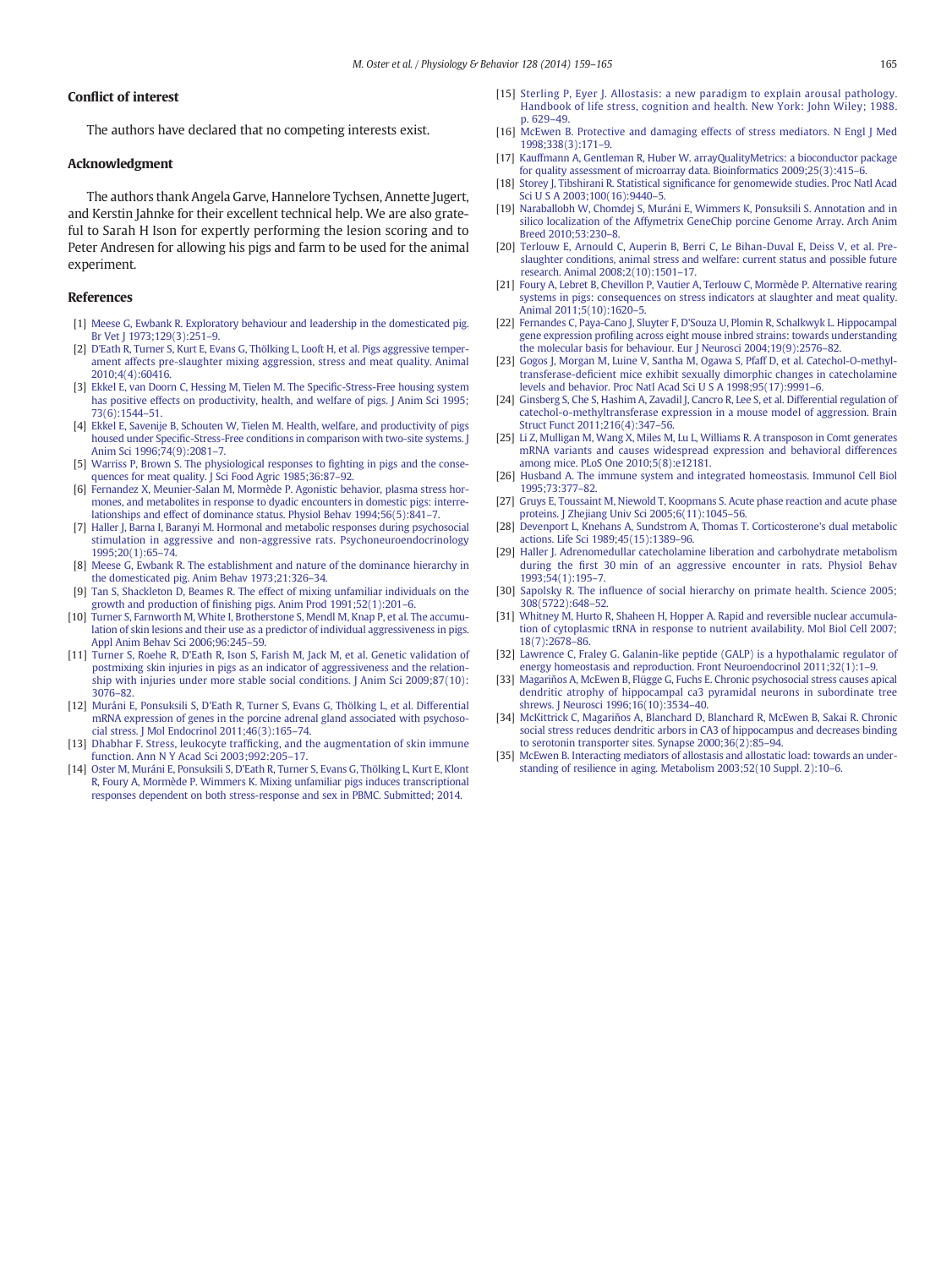## Conflict of interest

The authors have declared that no competing interests exist.

## Acknowledgment

The authors thank Angela Garve, Hannelore Tychsen, Annette Jugert, and Kerstin Jahnke for their excellent technical help. We are also grateful to Sarah H Ison for expertly performing the lesion scoring and to Peter Andresen for allowing his pigs and farm to be used for the animal experiment.

## References

[1] Meese G, Ewbank R. Exploratory behaviour and leadership in the domesticated pig. Br Vet J 1973;129(3):251–9.

[2] D'Eath R, Turner S, Kurt E, Evans G, Thölking L, Looft H, et al. Pigs aggressive temperament affects pre-slaughter mixing aggression, stress and meat quality. Animal 2010;4(4):60416.

[3] Ekkel E, van Doorn C, Hessing M, Tielen M. The Specific-Stress-Free housing system has positive effects on productivity, health, and welfare of pigs. J Anim Sci 1995; 73(6):1544–51.

[4] Ekkel E, Savenije B, Schouten W, Tielen M. Health, welfare, and productivity of pigs housed under Specific-Stress-Free conditions in comparison with two-site systems. J Anim Sci 1996;74(9):2081–7.

[5] Warriss P, Brown S. The physiological responses to fighting in pigs and the consequences for meat quality. J Sci Food Agric 1985;36:87–92.

[6] Fernandez X, Meunier-Salan M, Mormède P. Agonistic behavior, plasma stress hormones, and metabolites in response to dyadic encounters in domestic pigs: interrelationships and effect of dominance status. Physiol Behav 1994;56(5):841–7.

[7] Haller J, Barna I, Baranyi M. Hormonal and metabolic responses during psychosocial stimulation in aggressive and non-aggressive rats. Psychoneuroendocrinology 1995;20(1):65–74.

[8] Meese G, Ewbank R. The establishment and nature of the dominance hierarchy in the domesticated pig. Anim Behav 1973;21:326–34.

[9] Tan S, Shackleton D, Beames R. The effect of mixing unfamiliar individuals on the growth and production of finishing pigs. Anim Prod 1991;52(1):201–6.

[10] Turner S, Farnworth M, White I, Brotherstone S, Mendl M, Knap P, et al. The accumulation of skin lesions and their use as a predictor of individual aggressiveness in pigs. Appl Anim Behav Sci 2006;96:245–59.

[11] Turner S, Roehe R, D'Eath R, Ison S, Farish M, Jack M, et al. Genetic validation of postmixing skin injuries in pigs as an indicator of aggressiveness and the relationship with injuries under more stable social conditions. J Anim Sci 2009;87(10): 3076–82.

[12] Muráni E, Ponsuksili S, D'Eath R, Turner S, Evans G, Thölking L, et al. Differential mRNA expression of genes in the porcine adrenal gland associated with psychosocial stress. J Mol Endocrinol 2011;46(3):165–74.

[13] Dhabhar F. Stress, leukocyte trafficking, and the augmentation of skin immune function. Ann N Y Acad Sci 2003;992:205–17.

[14] Oster M, Muráni E, Ponsuksili S, D'Eath R, Turner S, Evans G, Thölking L, Kurt E, Klont R, Foury A, Mormède P. Wimmers K. Mixing unfamiliar pigs induces transcriptional responses dependent on both stress-response and sex in PBMC. Submitted; 2014.

[15] Sterling P, Eyer J. Allostasis: a new paradigm to explain arousal pathology. Handbook of life stress, cognition and health. New York: John Wiley; 1988. p. 629–49.

[16] McEwen B. Protective and damaging effects of stress mediators. N Engl J Med 1998;338(3):171–9.

[17] Kauffmann A, Gentleman R, Huber W. arrayQualityMetrics: a bioconductor package for quality assessment of microarray data. Bioinformatics 2009;25(3):415–6.

[18] Storey J, Tibshirani R. Statistical significance for genomewide studies. Proc Natl Acad Sci U S A 2003;100(16):9440–5.

[19] Naraballobh W, Chomdej S, Muráni E, Wimmers K, Ponsuksili S. Annotation and in silico localization of the Affymetrix GeneChip porcine Genome Array. Arch Anim Breed 2010;53:230–8.

[20] Terlouw E, Arnould C, Auperin B, Berri C, Le Bihan-Duval E, Deiss V, et al. Pre-slaughter conditions, animal stress and welfare: current status and possible future research. Animal 2008;2(10):1501–17.

[21] Foury A, Lebret B, Chevillon P, Vautier A, Terlouw C, Mormède P. Alternative rearing systems in pigs: consequences on stress indicators at slaughter and meat quality. Animal 2011;5(10):1620–5.

[22] Fernandes C, Paya-Cano J, Sluyter F, D'Souza U, Plomin R, Schalkwyk L. Hippocampal gene expression profiling across eight mouse inbred strains: towards understanding the molecular basis for behaviour. Eur J Neurosci 2004;19(9):2576–82.

[23] Gogos J, Morgan M, Luine V, Santha M, Ogawa S, Pfaff D, et al. Catechol-O-methyltransferase-deficient mice exhibit sexually dimorphic changes in catecholamine levels and behavior. Proc Natl Acad Sci U S A 1998;95(17):9991–6.

[24] Ginsberg S, Che S, Hashim A, Zavadil J, Cancro R, Lee S, et al. Differential regulation of catechol-o-methyltransferase expression in a mouse model of aggression. Brain Struct Funct 2011;216(4):347–56.

[25] Li Z, Mulligan M, Wang X, Miles M, Lu L, Williams R. A transposon in Comt generates mRNA variants and causes widespread expression and behavioral differences among mice. PLoS One 2010;5(8):e12181.

[26] Husband A. The immune system and integrated homeostasis. Immunol Cell Biol 1995;73:377–82.

[27] Gruys E, Toussaint M, Niewold T, Koopmans S. Acute phase reaction and acute phase proteins. J Zhejiang Univ Sci 2005;6(11):1045–56.

[28] Devenport L, Knehans A, Sundstrom A, Thomas T. Corticosterone's dual metabolic actions. Life Sci 1989;45(15):1389–96.

[29] Haller J. Adrenomedullar catecholamine liberation and carbohydrate metabolism during the first 30 min of an aggressive encounter in rats. Physiol Behav 1993;54(1):195–7.

[30] Sapolsky R. The influence of social hierarchy on primate health. Science 2005; 308(5722):648–52.

[31] Whitney M, Hurto R, Shaheen H, Hopper A. Rapid and reversible nuclear accumulation of cytoplasmic tRNA in response to nutrient availability. Mol Biol Cell 2007; 18(7):2678–86.

[32] Lawrence C, Fraley G. Galanin-like peptide (GALP) is a hypothalamic regulator of energy homeostasis and reproduction. Front Neuroendocrinol 2011;32(1):1–9.

[33] Magariños A, McEwen B, Flügge G, Fuchs E. Chronic psychosocial stress causes apical dendritic atrophy of hippocampal ca3 pyramidal neurons in subordinate tree shrews. J Neurosci 1996;16(10):3534–40.

[34] McKittrick C, Magariños A, Blanchard D, Blanchard R, McEwen B, Sakai R. Chronic social stress reduces dendritic arbors in CA3 of hippocampus and decreases binding to serotonin transporter sites. Synapse 2000;36(2):85–94.

[35] McEwen B. Interacting mediators of allostasis and allostatic load: towards an understanding of resilience in aging. Metabolism 2003;52(10 Suppl. 2):10–6.